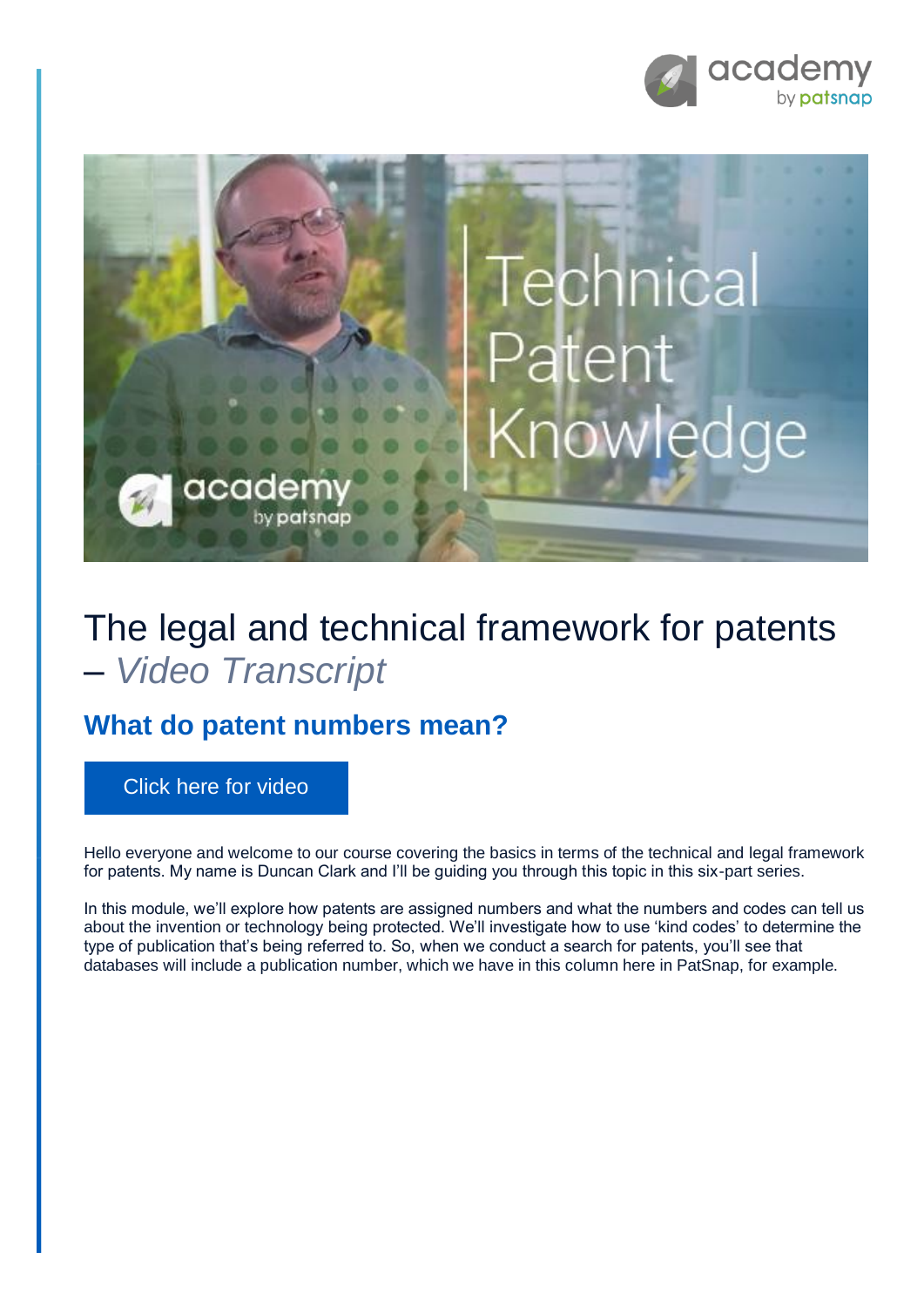# The legal and technical framework for patents – *Video Transcript*

## What do patent numbers mean?

Click here for video

Hello everyone and welcome to our course covering the basics in terms of the technical and legal framework for patents. My name is Duncan Clark and I'll be guiding you through this topic in this six-part series.

In this module, we'll explore how patents are assigned numbers and what the numbers and codes can tell us about the invention or technology being protected. We'll investigate how to use 'kind codes' to determine the type of publication that's being referred to. So, when we conduct a search for patents, you'll see that databases will include a publication number, which we have in this column here in PatSnap, for example.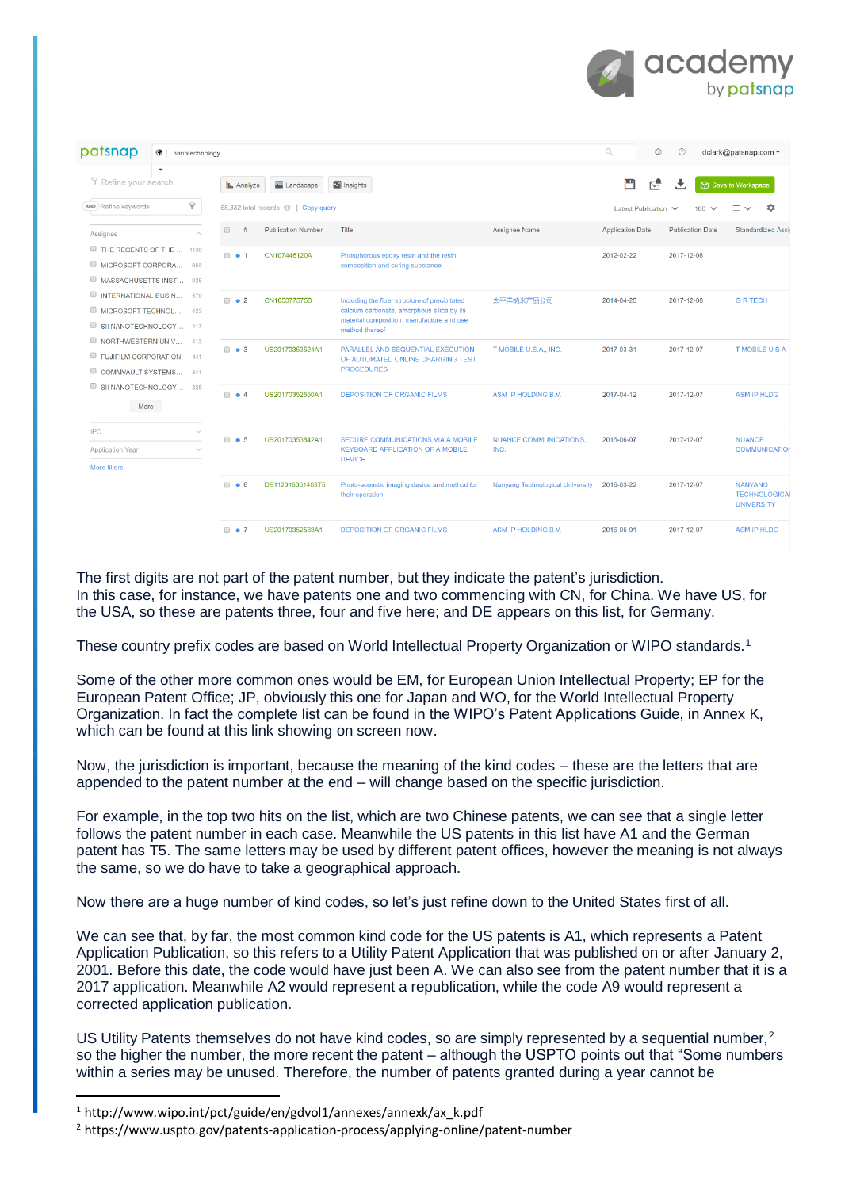The first digits are not part of the patent number, but they indicate the patent's jurisdiction. In this case, for instance, we have patents one and two commencing with CN, for China. We have US, for the USA, so these are patents three, four and five here; and DE appears on this list, for Germany.

These country prefix codes are based on World Intellectual Property Organization or WIPO standards.[1]

Some of the other more common ones would be EM, for European Union Intellectual Property; EP for the European Patent Office; JP, obviously this one for Japan and WO, for the World Intellectual Property Organization. In fact the complete list can be found in the WIPO's Patent Applications Guide, in Annex K, which can be found at this link showing on screen now.

Now, the jurisdiction is important, because the meaning of the kind codes – these are the letters that are appended to the patent number at the end – will change based on the specific jurisdiction.

For example, in the top two hits on the list, which are two Chinese patents, we can see that a single letter follows the patent number in each case. Meanwhile the US patents in this list have A1 and the German patent has T5. The same letters may be used by different patent offices, however the meaning is not always the same, so we do have to take a geographical approach.

Now there are a huge number of kind codes, so let's just refine down to the United States first of all.

We can see that, by far, the most common kind code for the US patents is A1, which represents a Patent Application Publication, so this refers to a Utility Patent Application that was published on or after January 2, 2001. Before this date, the code would have just been A. We can also see from the patent number that it is a 2017 application. Meanwhile A2 would represent a republication, while the code A9 would represent a corrected application publication.

US Utility Patents themselves do not have kind codes, so are simply represented by a sequential number,[2] so the higher the number, the more recent the patent – although the USPTO points out that "Some numbers within a series may be unused. Therefore, the number of patents granted during a year cannot be

---

[1] http://www.wipo.int/pct/guide/en/gdvol1/annexes/annexk/ax_k.pdf

[2] https://www.uspto.gov/patents-application-process/applying-online/patent-number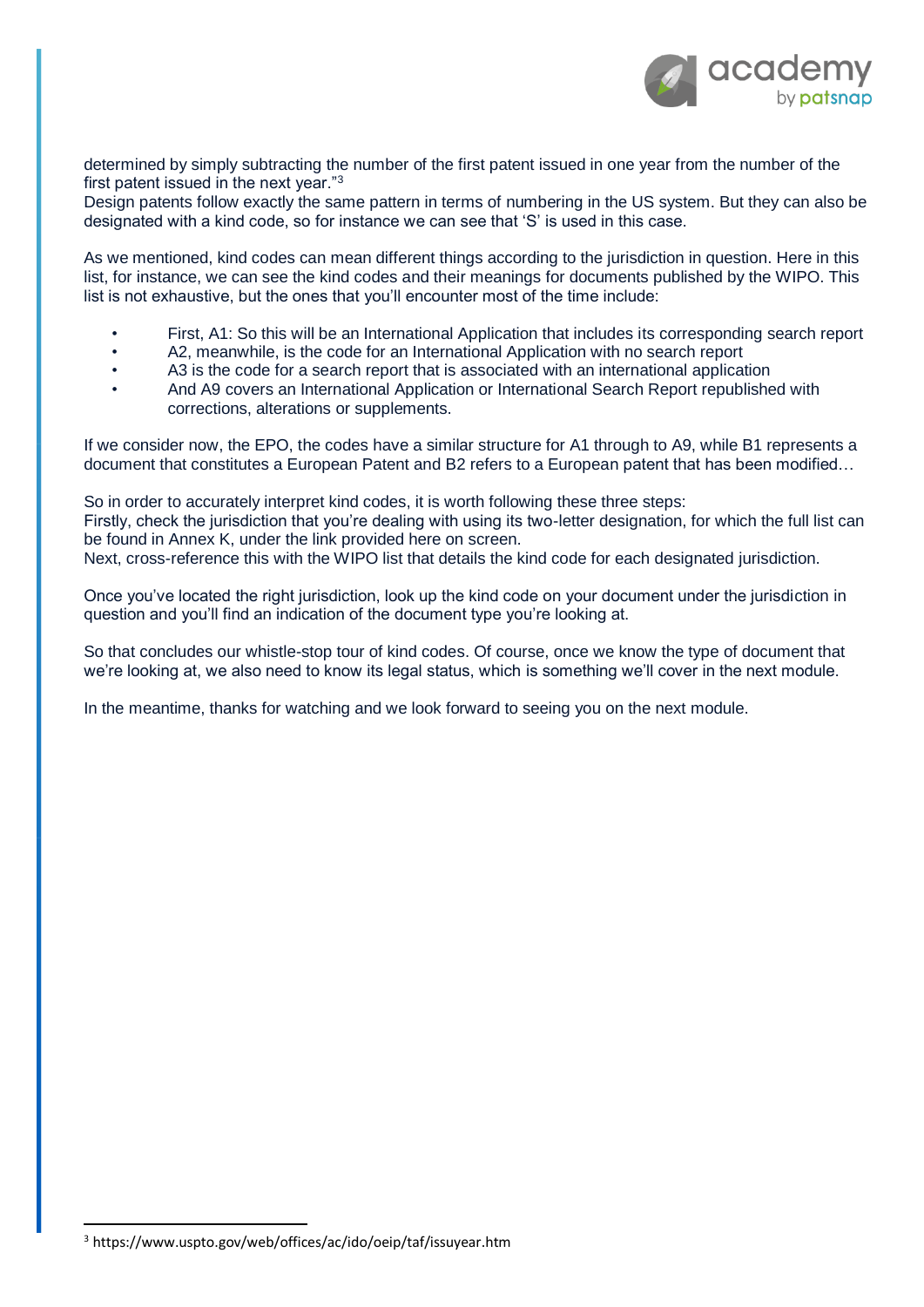determined by simply subtracting the number of the first patent issued in one year from the number of the first patent issued in the next year."[3]
Design patents follow exactly the same pattern in terms of numbering in the US system. But they can also be designated with a kind code, so for instance we can see that 'S' is used in this case.

As we mentioned, kind codes can mean different things according to the jurisdiction in question. Here in this list, for instance, we can see the kind codes and their meanings for documents published by the WIPO. This list is not exhaustive, but the ones that you'll encounter most of the time include:

- First, A1: So this will be an International Application that includes its corresponding search report
- A2, meanwhile, is the code for an International Application with no search report
- A3 is the code for a search report that is associated with an international application
- And A9 covers an International Application or International Search Report republished with corrections, alterations or supplements.

If we consider now, the EPO, the codes have a similar structure for A1 through to A9, while B1 represents a document that constitutes a European Patent and B2 refers to a European patent that has been modified…

So in order to accurately interpret kind codes, it is worth following these three steps:
Firstly, check the jurisdiction that you're dealing with using its two-letter designation, for which the full list can be found in Annex K, under the link provided here on screen.
Next, cross-reference this with the WIPO list that details the kind code for each designated jurisdiction.

Once you've located the right jurisdiction, look up the kind code on your document under the jurisdiction in question and you'll find an indication of the document type you're looking at.

So that concludes our whistle-stop tour of kind codes. Of course, once we know the type of document that we're looking at, we also need to know its legal status, which is something we'll cover in the next module.

In the meantime, thanks for watching and we look forward to seeing you on the next module.

[3] https://www.uspto.gov/web/offices/ac/ido/oeip/taf/issuyear.htm